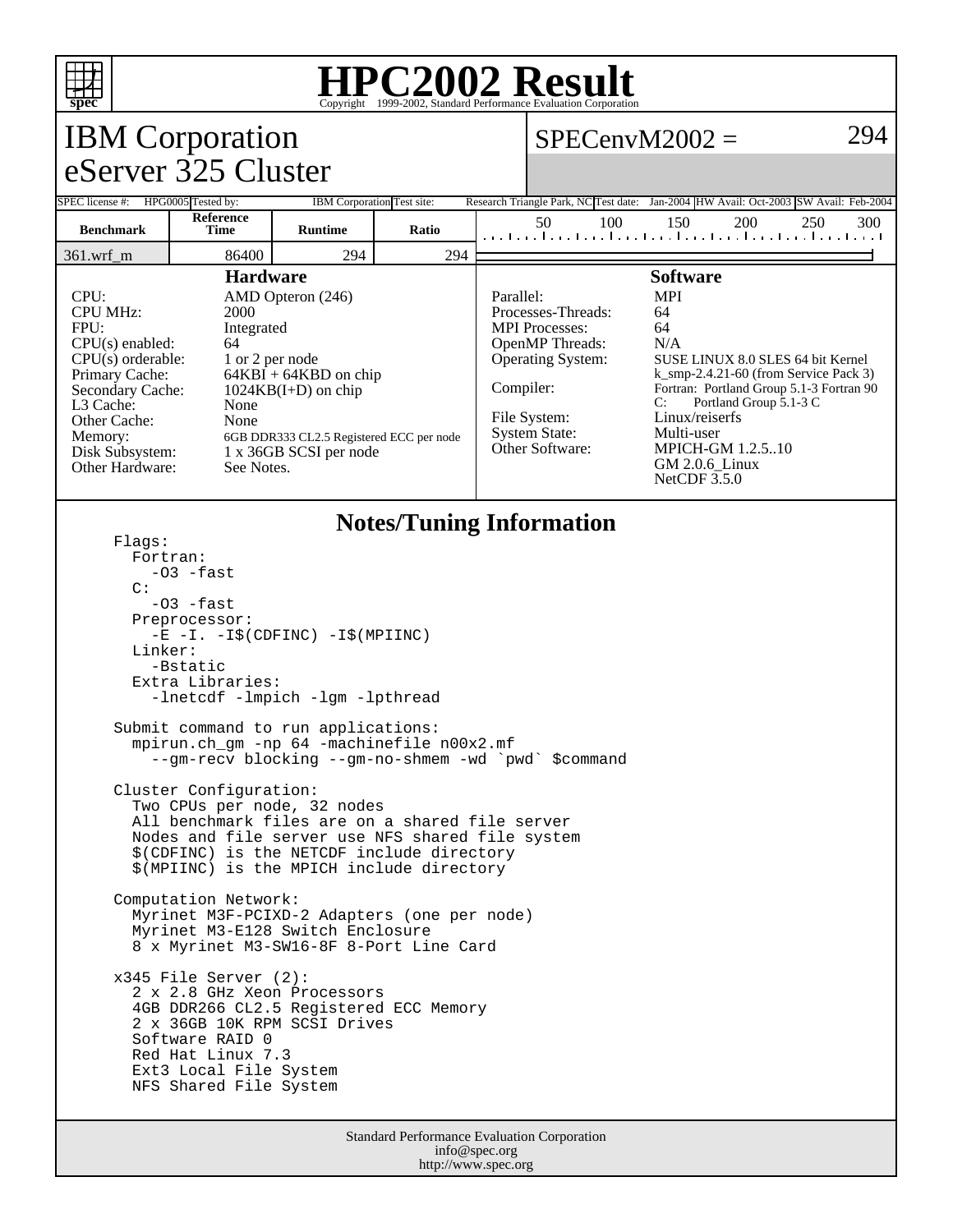# HPC2002 Result

Copyright 1999-2002, Standard Performance Evaluation Corporation

## IBM Corporation
## eServer 325 Cluster

**SPECenvM2002 = 294**

| SPEC license #: | HPG0005 | Tested by: | IBM Corporation | Test site: | Research Triangle Park, NC | Test date: | Jan-2004 | HW Avail: | Oct-2003 | SW Avail: | Feb-2004 |
|---|---|---|---|---|---|---|---|---|---|---|---|

| Benchmark | Reference Time | Runtime | Ratio |
|---|---|---|---|
| 361.wrf_m | 86400 | 294 | 294 |

### Hardware

| | |
|---|---|
| CPU: | AMD Opteron (246) |
| CPU MHz: | 2000 |
| FPU: | Integrated |
| CPU(s) enabled: | 64 |
| CPU(s) orderable: | 1 or 2 per node |
| Primary Cache: | 64KBI + 64KBD on chip |
| Secondary Cache: | 1024KB(I+D) on chip |
| L3 Cache: | None |
| Other Cache: | None |
| Memory: | 6GB DDR333 CL2.5 Registered ECC per node |
| Disk Subsystem: | 1 x 36GB SCSI per node |
| Other Hardware: | See Notes. |

### Software

| | |
|---|---|
| Parallel: | MPI |
| Processes-Threads: | 64 |
| MPI Processes: | 64 |
| OpenMP Threads: | N/A |
| Operating System: | SUSE LINUX 8.0 SLES 64 bit Kernel k_smp-2.4.21-60 (from Service Pack 3) |
| Compiler: | Fortran: Portland Group 5.1-3 Fortran 90<br>C: Portland Group 5.1-3 C |
| File System: | Linux/reiserfs |
| System State: | Multi-user |
| Other Software: | MPICH-GM 1.2.5..10<br>GM 2.0.6_Linux<br>NetCDF 3.5.0 |

### Notes/Tuning Information

```
Flags:
  Fortran:
    -O3 -fast
  C:
    -O3 -fast
  Preprocessor:
    -E -I. -I$(CDFINC) -I$(MPIINC)
  Linker:
    -Bstatic
  Extra Libraries:
    -lnetcdf -lmpich -lgm -lpthread

Submit command to run applications:
  mpirun.ch_gm -np 64 -machinefile n00x2.mf
    --gm-recv blocking --gm-no-shmem -wd `pwd` $command

Cluster Configuration:
  Two CPUs per node, 32 nodes
  All benchmark files are on a shared file server
  Nodes and file server use NFS shared file system
  $(CDFINC) is the NETCDF include directory
  $(MPIINC) is the MPICH include directory

Computation Network:
  Myrinet M3F-PCIXD-2 Adapters (one per node)
  Myrinet M3-E128 Switch Enclosure
  8 x Myrinet M3-SW16-8F 8-Port Line Card

x345 File Server (2):
  2 x 2.8 GHz Xeon Processors
  4GB DDR266 CL2.5 Registered ECC Memory
  2 x 36GB 10K RPM SCSI Drives
  Software RAID 0
  Red Hat Linux 7.3
  Ext3 Local File System
  NFS Shared File System
```

Standard Performance Evaluation Corporation
info@spec.org
http://www.spec.org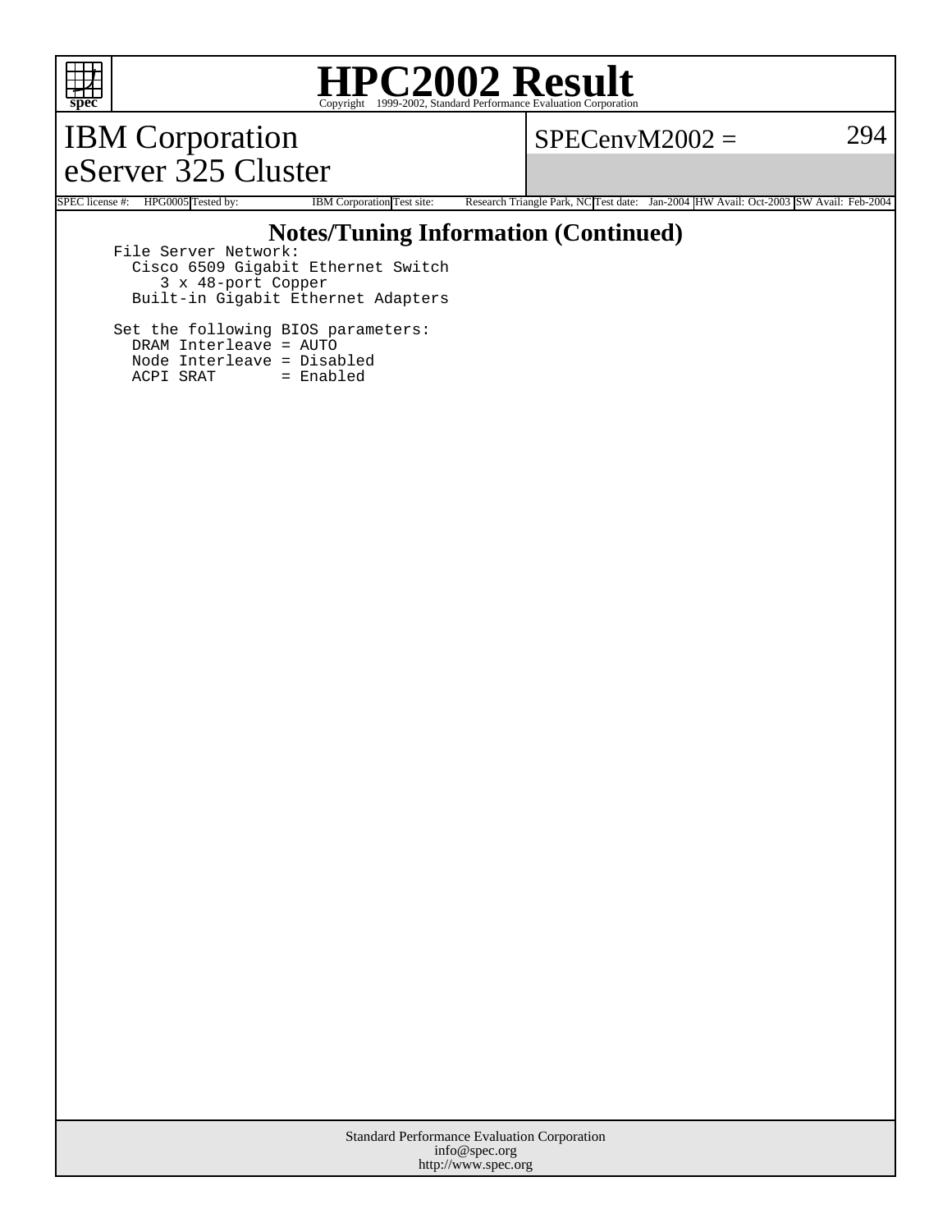# HPC2002 Result

Copyright 1999-2002, Standard Performance Evaluation Corporation

## IBM Corporation
## eServer 325 Cluster

SPECenvM2002 = 294

| SPEC license #: | HPG0005 | Tested by: | IBM Corporation | Test site: | Research Triangle Park, NC | Test date: | Jan-2004 | HW Avail: | Oct-2003 | SW Avail: | Feb-2004 |
|---|---|---|---|---|---|---|---|---|---|---|---|

### Notes/Tuning Information (Continued)

```
File Server Network:
  Cisco 6509 Gigabit Ethernet Switch
     3 x 48-port Copper
  Built-in Gigabit Ethernet Adapters

Set the following BIOS parameters:
  DRAM Interleave = AUTO
  Node Interleave = Disabled
  ACPI SRAT       = Enabled
```

Standard Performance Evaluation Corporation
info@spec.org
http://www.spec.org